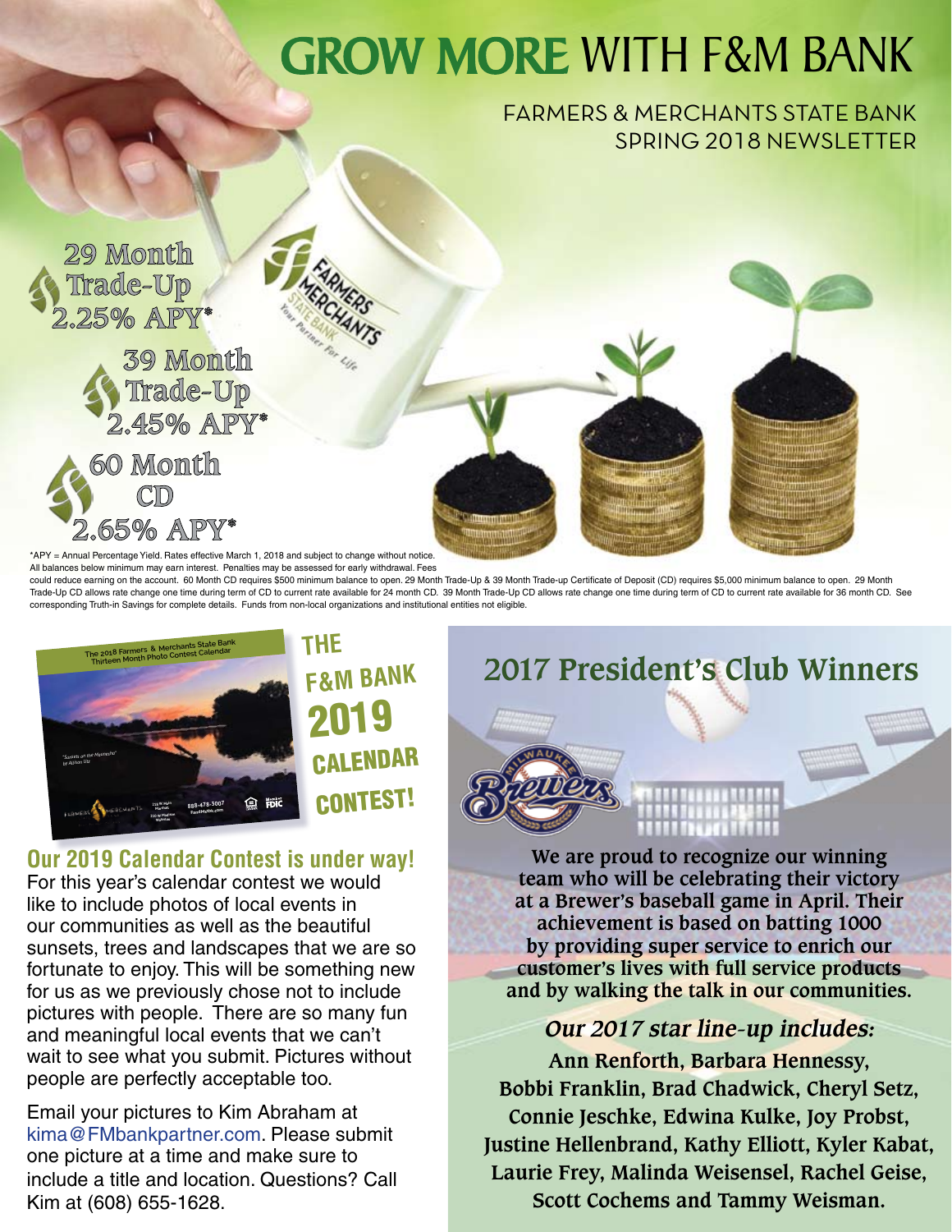# GROW MORE WITH F&M BANK

FARMERS & MERCHANTS STATE BANK
SPRING 2018 NEWSLETTER

**29 Month Trade-Up 2.25% APY***

**39 Month Trade-Up 2.45% APY***

**60 Month CD 2.65% APY***

*APY = Annual Percentage Yield. Rates effective March 1, 2018 and subject to change without notice. All balances below minimum may earn interest. Penalties may be assessed for early withdrawal. Fees could reduce earning on the account. 60 Month CD requires $500 minimum balance to open. 29 Month Trade-Up & 39 Month Trade-up Certificate of Deposit (CD) requires $5,000 minimum balance to open. 29 Month Trade-Up CD allows rate change one time during term of CD to current rate available for 24 month CD. 39 Month Trade-Up CD allows rate change one time during term of CD to current rate available for 36 month CD. See corresponding Truth-in Savings for complete details. Funds from non-local organizations and institutional entities not eligible.

## THE F&M BANK 2019 CALENDAR CONTEST!

### Our 2019 Calendar Contest is under way!

For this year's calendar contest we would like to include photos of local events in our communities as well as the beautiful sunsets, trees and landscapes that we are so fortunate to enjoy. This will be something new for us as we previously chose not to include pictures with people. There are so many fun and meaningful local events that we can't wait to see what you submit. Pictures without people are perfectly acceptable too.

Email your pictures to Kim Abraham at kima@FMbankpartner.com. Please submit one picture at a time and make sure to include a title and location. Questions? Call Kim at (608) 655-1628.

## 2017 President's Club Winners

**We are proud to recognize our winning team who will be celebrating their victory at a Brewer's baseball game in April. Their achievement is based on batting 1000 by providing super service to enrich our customer's lives with full service products and by walking the talk in our communities.**

***Our 2017 star line-up includes:***

**Ann Renforth, Barbara Hennessy, Bobbi Franklin, Brad Chadwick, Cheryl Setz, Connie Jeschke, Edwina Kulke, Joy Probst, Justine Hellenbrand, Kathy Elliott, Kyler Kabat, Laurie Frey, Malinda Weisensel, Rachel Geise, Scott Cochems and Tammy Weisman.**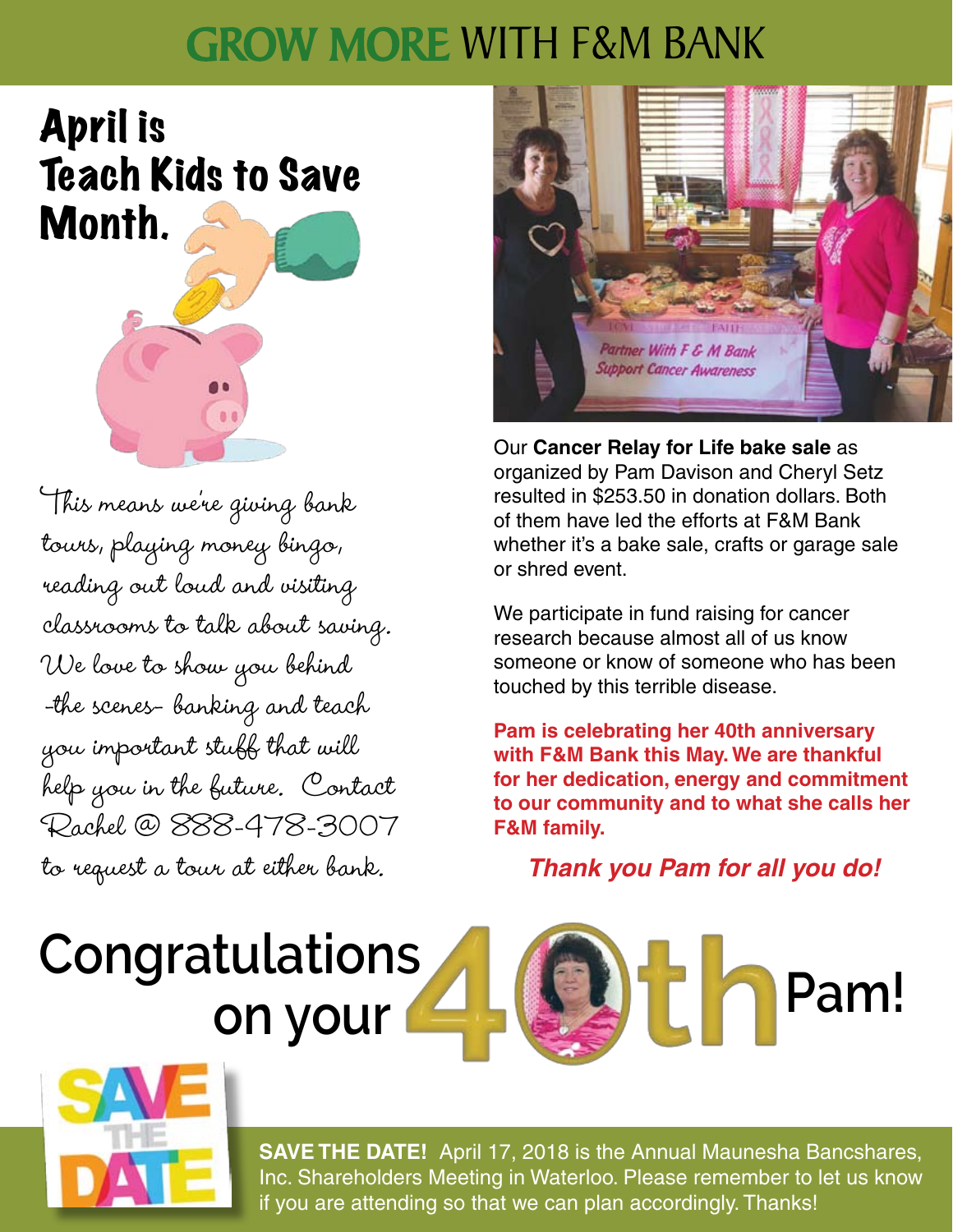# GROW MORE WITH F&M BANK

## April is Teach Kids to Save Month.

This means we're giving bank tours, playing money bingo, reading out loud and visiting classrooms to talk about saving. We love to show you behind -the scenes- banking and teach you important stuff that will help you in the future. Contact Rachel @ 888-478-3007 to request a tour at either bank.

Partner With F & M Bank Support Cancer Awareness

Our **Cancer Relay for Life bake sale** as organized by Pam Davison and Cheryl Setz resulted in $253.50 in donation dollars. Both of them have led the efforts at F&M Bank whether it's a bake sale, crafts or garage sale or shred event.

We participate in fund raising for cancer research because almost all of us know someone or know of someone who has been touched by this terrible disease.

**Pam is celebrating her 40th anniversary with F&M Bank this May. We are thankful for her dedication, energy and commitment to our community and to what she calls her F&M family.**

***Thank you Pam for all you do!***

## Congratulations on your 40th Pam!

SAVE THE DATE

**SAVE THE DATE!** April 17, 2018 is the Annual Maunesha Bancshares, Inc. Shareholders Meeting in Waterloo. Please remember to let us know if you are attending so that we can plan accordingly. Thanks!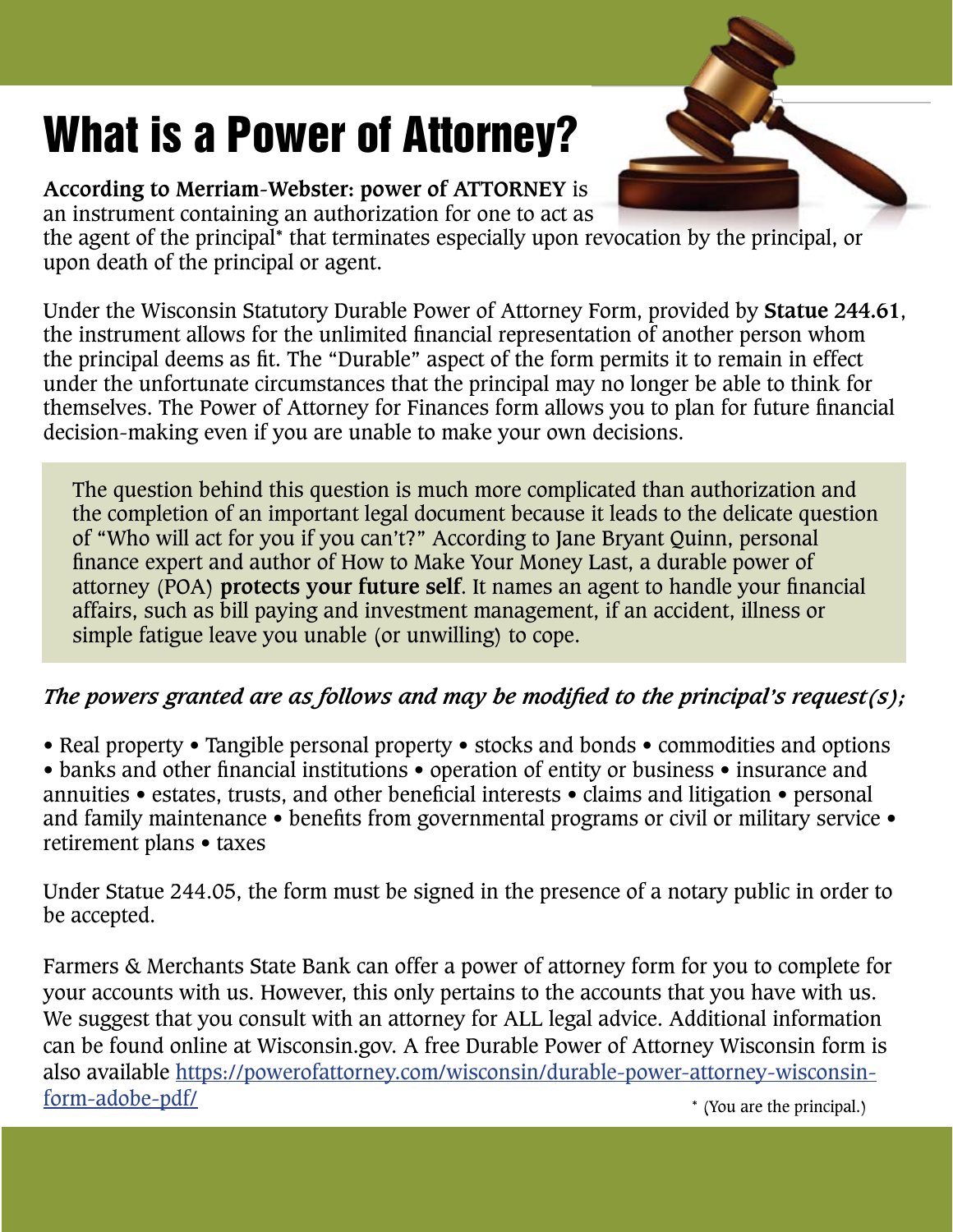# What is a Power of Attorney?

**According to Merriam-Webster: power of ATTORNEY** is an instrument containing an authorization for one to act as the agent of the principal* that terminates especially upon revocation by the principal, or upon death of the principal or agent.

Under the Wisconsin Statutory Durable Power of Attorney Form, provided by **Statue 244.61**, the instrument allows for the unlimited financial representation of another person whom the principal deems as fit. The "Durable" aspect of the form permits it to remain in effect under the unfortunate circumstances that the principal may no longer be able to think for themselves. The Power of Attorney for Finances form allows you to plan for future financial decision-making even if you are unable to make your own decisions.

The question behind this question is much more complicated than authorization and the completion of an important legal document because it leads to the delicate question of "Who will act for you if you can't?" According to Jane Bryant Quinn, personal finance expert and author of How to Make Your Money Last, a durable power of attorney (POA) **protects your future self**. It names an agent to handle your financial affairs, such as bill paying and investment management, if an accident, illness or simple fatigue leave you unable (or unwilling) to cope.

***The powers granted are as follows and may be modified to the principal's request(s);***

• Real property • Tangible personal property • stocks and bonds • commodities and options • banks and other financial institutions • operation of entity or business • insurance and annuities • estates, trusts, and other beneficial interests • claims and litigation • personal and family maintenance • benefits from governmental programs or civil or military service • retirement plans • taxes

Under Statue 244.05, the form must be signed in the presence of a notary public in order to be accepted.

Farmers & Merchants State Bank can offer a power of attorney form for you to complete for your accounts with us. However, this only pertains to the accounts that you have with us. We suggest that you consult with an attorney for ALL legal advice. Additional information can be found online at Wisconsin.gov. A free Durable Power of Attorney Wisconsin form is also available [https://powerofattorney.com/wisconsin/durable-power-attorney-wisconsin-form-adobe-pdf/](https://powerofattorney.com/wisconsin/durable-power-attorney-wisconsin-form-adobe-pdf/)

* (You are the principal.)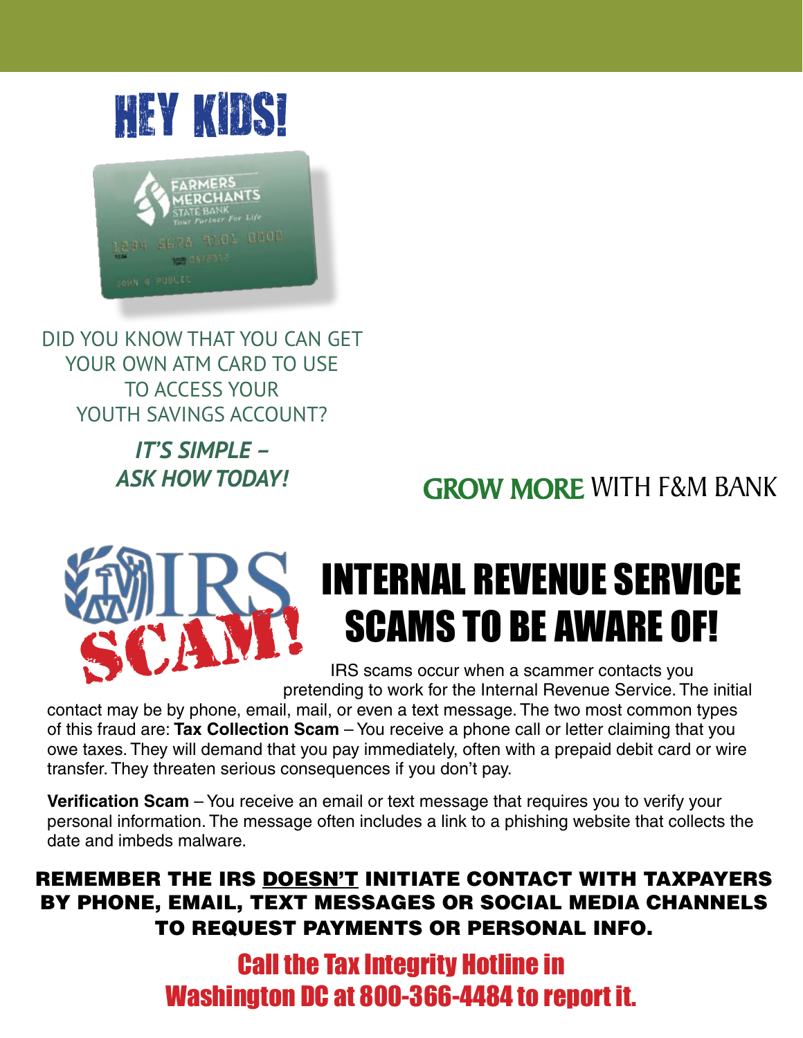# HEY KIDS!

DID YOU KNOW THAT YOU CAN GET YOUR OWN ATM CARD TO USE TO ACCESS YOUR YOUTH SAVINGS ACCOUNT?

***IT'S SIMPLE – ASK HOW TODAY!***

**GROW MORE** WITH F&M BANK

# INTERNAL REVENUE SERVICE SCAMS TO BE AWARE OF!

IRS scams occur when a scammer contacts you pretending to work for the Internal Revenue Service. The initial contact may be by phone, email, mail, or even a text message. The two most common types of this fraud are: **Tax Collection Scam** – You receive a phone call or letter claiming that you owe taxes. They will demand that you pay immediately, often with a prepaid debit card or wire transfer. They threaten serious consequences if you don't pay.

**Verification Scam** – You receive an email or text message that requires you to verify your personal information. The message often includes a link to a phishing website that collects the date and imbeds malware.

**REMEMBER THE IRS DOESN'T INITIATE CONTACT WITH TAXPAYERS BY PHONE, EMAIL, TEXT MESSAGES OR SOCIAL MEDIA CHANNELS TO REQUEST PAYMENTS OR PERSONAL INFO.**

**Call the Tax Integrity Hotline in Washington DC at 800-366-4484 to report it.**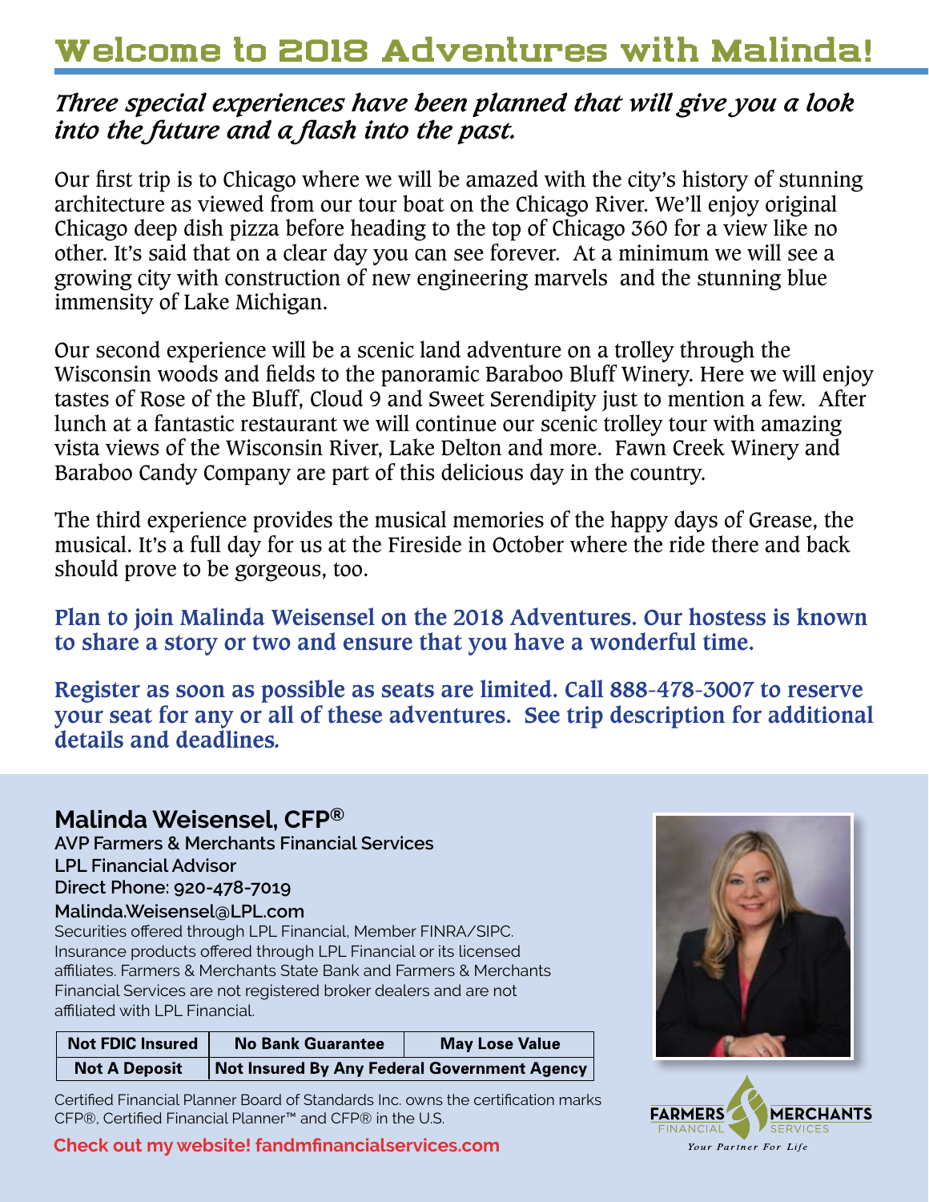# Welcome to 2018 Adventures with Malinda!

## *Three special experiences have been planned that will give you a look into the future and a flash into the past.*

Our first trip is to Chicago where we will be amazed with the city's history of stunning architecture as viewed from our tour boat on the Chicago River. We'll enjoy original Chicago deep dish pizza before heading to the top of Chicago 360 for a view like no other. It's said that on a clear day you can see forever. At a minimum we will see a growing city with construction of new engineering marvels and the stunning blue immensity of Lake Michigan.

Our second experience will be a scenic land adventure on a trolley through the Wisconsin woods and fields to the panoramic Baraboo Bluff Winery. Here we will enjoy tastes of Rose of the Bluff, Cloud 9 and Sweet Serendipity just to mention a few. After lunch at a fantastic restaurant we will continue our scenic trolley tour with amazing vista views of the Wisconsin River, Lake Delton and more. Fawn Creek Winery and Baraboo Candy Company are part of this delicious day in the country.

The third experience provides the musical memories of the happy days of Grease, the musical. It's a full day for us at the Fireside in October where the ride there and back should prove to be gorgeous, too.

**Plan to join Malinda Weisensel on the 2018 Adventures. Our hostess is known to share a story or two and ensure that you have a wonderful time.**

**Register as soon as possible as seats are limited. Call 888-478-3007 to reserve your seat for any or all of these adventures. See trip description for additional details and deadlines.**

### Malinda Weisensel, CFP®

**AVP Farmers & Merchants Financial Services**
**LPL Financial Advisor**
**Direct Phone: 920-478-7019**
**Malinda.Weisensel@LPL.com**

Securities offered through LPL Financial, Member FINRA/SIPC. Insurance products offered through LPL Financial or its licensed affiliates. Farmers & Merchants State Bank and Farmers & Merchants Financial Services are not registered broker dealers and are not affiliated with LPL Financial.

| Not FDIC Insured | No Bank Guarantee | May Lose Value |
| --- | --- | --- |
| Not A Deposit | Not Insured By Any Federal Government Agency | |

Certified Financial Planner Board of Standards Inc. owns the certification marks CFP®, Certified Financial Planner™ and CFP® in the U.S.

**Check out my website! fandmfinancialservices.com**

FARMERS & MERCHANTS FINANCIAL SERVICES
*Your Partner For Life*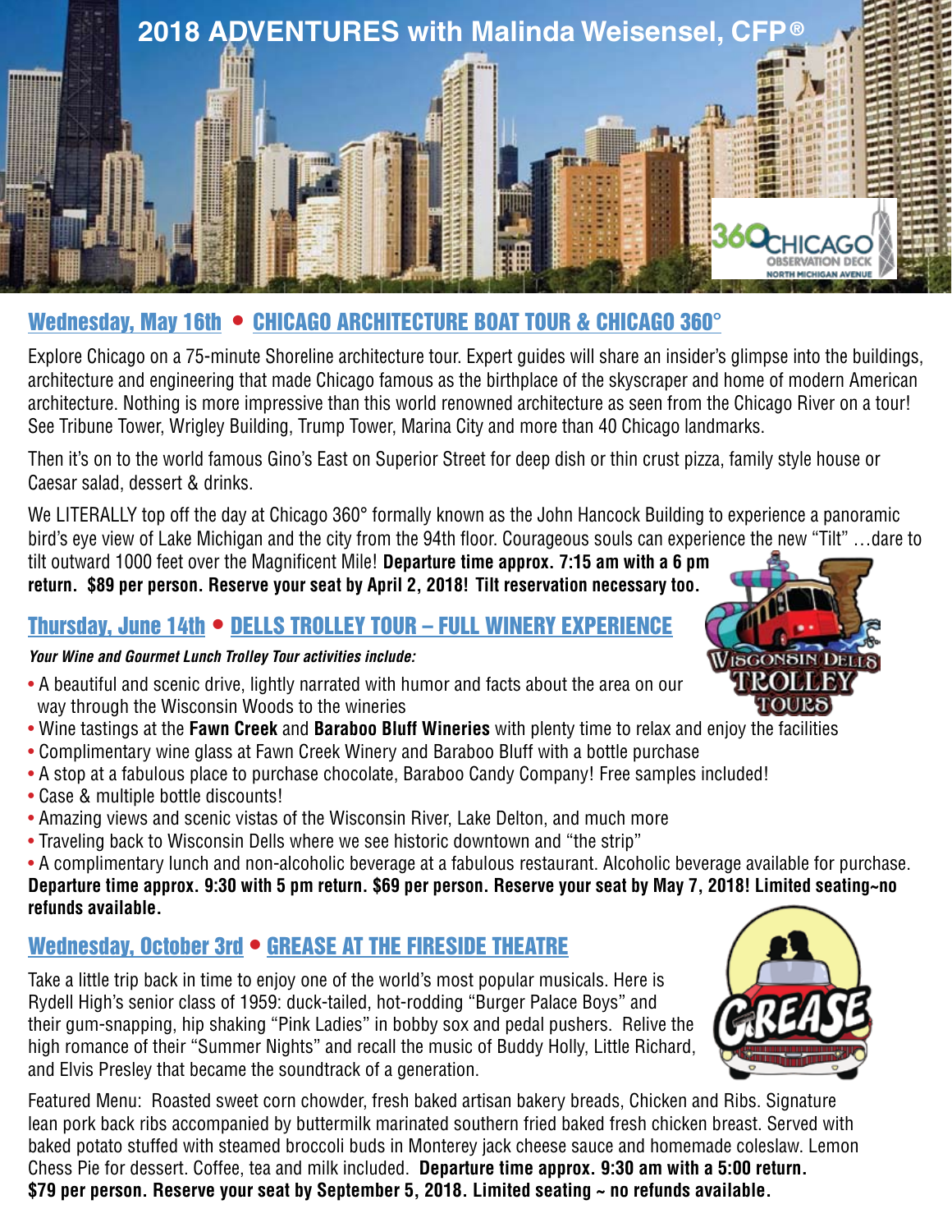# 2018 ADVENTURES with Malinda Weisensel, CFP®

## Wednesday, May 16th • CHICAGO ARCHITECTURE BOAT TOUR & CHICAGO 360°

Explore Chicago on a 75-minute Shoreline architecture tour. Expert guides will share an insider's glimpse into the buildings, architecture and engineering that made Chicago famous as the birthplace of the skyscraper and home of modern American architecture. Nothing is more impressive than this world renowned architecture as seen from the Chicago River on a tour! See Tribune Tower, Wrigley Building, Trump Tower, Marina City and more than 40 Chicago landmarks.

Then it's on to the world famous Gino's East on Superior Street for deep dish or thin crust pizza, family style house or Caesar salad, dessert & drinks.

We LITERALLY top off the day at Chicago 360° formally known as the John Hancock Building to experience a panoramic bird's eye view of Lake Michigan and the city from the 94th floor. Courageous souls can experience the new "Tilt" …dare to tilt outward 1000 feet over the Magnificent Mile! **Departure time approx. 7:15 am with a 6 pm return. $89 per person. Reserve your seat by April 2, 2018! Tilt reservation necessary too.**

## Thursday, June 14th • DELLS TROLLEY TOUR – FULL WINERY EXPERIENCE

***Your Wine and Gourmet Lunch Trolley Tour activities include:***

- A beautiful and scenic drive, lightly narrated with humor and facts about the area on our way through the Wisconsin Woods to the wineries
- Wine tastings at the **Fawn Creek** and **Baraboo Bluff Wineries** with plenty time to relax and enjoy the facilities
- Complimentary wine glass at Fawn Creek Winery and Baraboo Bluff with a bottle purchase
- A stop at a fabulous place to purchase chocolate, Baraboo Candy Company! Free samples included!
- Case & multiple bottle discounts!
- Amazing views and scenic vistas of the Wisconsin River, Lake Delton, and much more
- Traveling back to Wisconsin Dells where we see historic downtown and "the strip"
- A complimentary lunch and non-alcoholic beverage at a fabulous restaurant. Alcoholic beverage available for purchase.

**Departure time approx. 9:30 with 5 pm return. $69 per person. Reserve your seat by May 7, 2018! Limited seating~no refunds available.**

## Wednesday, October 3rd • GREASE AT THE FIRESIDE THEATRE

Take a little trip back in time to enjoy one of the world's most popular musicals. Here is Rydell High's senior class of 1959: duck-tailed, hot-rodding "Burger Palace Boys" and their gum-snapping, hip shaking "Pink Ladies" in bobby sox and pedal pushers. Relive the high romance of their "Summer Nights" and recall the music of Buddy Holly, Little Richard, and Elvis Presley that became the soundtrack of a generation.

Featured Menu: Roasted sweet corn chowder, fresh baked artisan bakery breads, Chicken and Ribs. Signature lean pork back ribs accompanied by buttermilk marinated southern fried baked fresh chicken breast. Served with baked potato stuffed with steamed broccoli buds in Monterey jack cheese sauce and homemade coleslaw. Lemon Chess Pie for dessert. Coffee, tea and milk included. **Departure time approx. 9:30 am with a 5:00 return. $79 per person. Reserve your seat by September 5, 2018. Limited seating ~ no refunds available.**